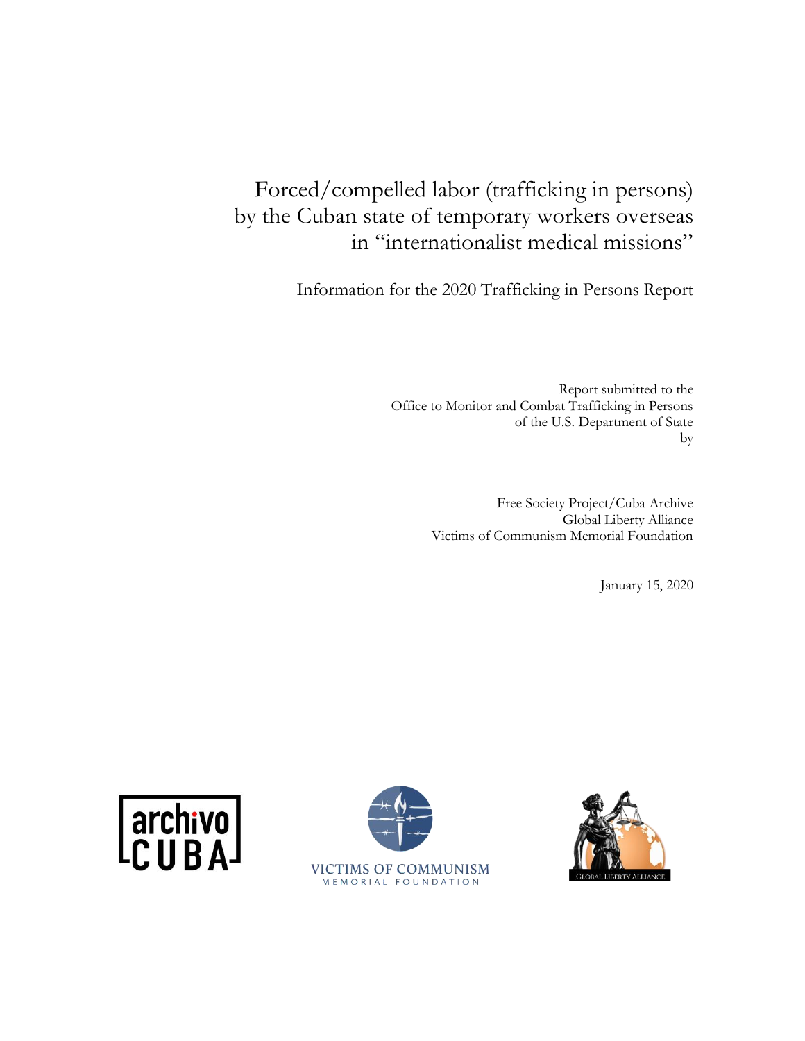# Forced/compelled labor (trafficking in persons) by the Cuban state of temporary workers overseas in "internationalist medical missions"

Information for the 2020 Trafficking in Persons Report

Report submitted to the
Office to Monitor and Combat Trafficking in Persons
of the U.S. Department of State
by

Free Society Project/Cuba Archive
Global Liberty Alliance
Victims of Communism Memorial Foundation

January 15, 2020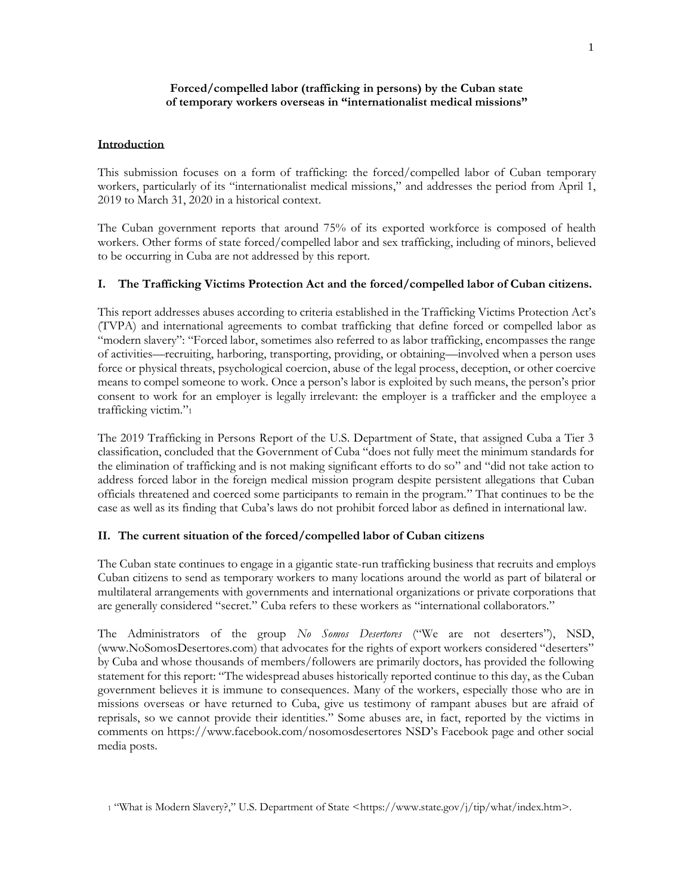**Forced/compelled labor (trafficking in persons) by the Cuban state of temporary workers overseas in "internationalist medical missions"**

## Introduction

This submission focuses on a form of trafficking: the forced/compelled labor of Cuban temporary workers, particularly of its "internationalist medical missions," and addresses the period from April 1, 2019 to March 31, 2020 in a historical context.

The Cuban government reports that around 75% of its exported workforce is composed of health workers. Other forms of state forced/compelled labor and sex trafficking, including of minors, believed to be occurring in Cuba are not addressed by this report.

## I. The Trafficking Victims Protection Act and the forced/compelled labor of Cuban citizens.

This report addresses abuses according to criteria established in the Trafficking Victims Protection Act's (TVPA) and international agreements to combat trafficking that define forced or compelled labor as "modern slavery": "Forced labor, sometimes also referred to as labor trafficking, encompasses the range of activities—recruiting, harboring, transporting, providing, or obtaining—involved when a person uses force or physical threats, psychological coercion, abuse of the legal process, deception, or other coercive means to compel someone to work. Once a person's labor is exploited by such means, the person's prior consent to work for an employer is legally irrelevant: the employer is a trafficker and the employee a trafficking victim."[1]

The 2019 Trafficking in Persons Report of the U.S. Department of State, that assigned Cuba a Tier 3 classification, concluded that the Government of Cuba "does not fully meet the minimum standards for the elimination of trafficking and is not making significant efforts to do so" and "did not take action to address forced labor in the foreign medical mission program despite persistent allegations that Cuban officials threatened and coerced some participants to remain in the program." That continues to be the case as well as its finding that Cuba's laws do not prohibit forced labor as defined in international law.

## II. The current situation of the forced/compelled labor of Cuban citizens

The Cuban state continues to engage in a gigantic state-run trafficking business that recruits and employs Cuban citizens to send as temporary workers to many locations around the world as part of bilateral or multilateral arrangements with governments and international organizations or private corporations that are generally considered "secret." Cuba refers to these workers as "international collaborators."

The Administrators of the group *No Somos Desertores* ("We are not deserters"), NSD, (www.NoSomosDesertores.com) that advocates for the rights of export workers considered "deserters" by Cuba and whose thousands of members/followers are primarily doctors, has provided the following statement for this report: "The widespread abuses historically reported continue to this day, as the Cuban government believes it is immune to consequences. Many of the workers, especially those who are in missions overseas or have returned to Cuba, give us testimony of rampant abuses but are afraid of reprisals, so we cannot provide their identities." Some abuses are, in fact, reported by the victims in comments on https://www.facebook.com/nosomosdesertores NSD's Facebook page and other social media posts.

[1] "What is Modern Slavery?," U.S. Department of State <https://www.state.gov/j/tip/what/index.htm>.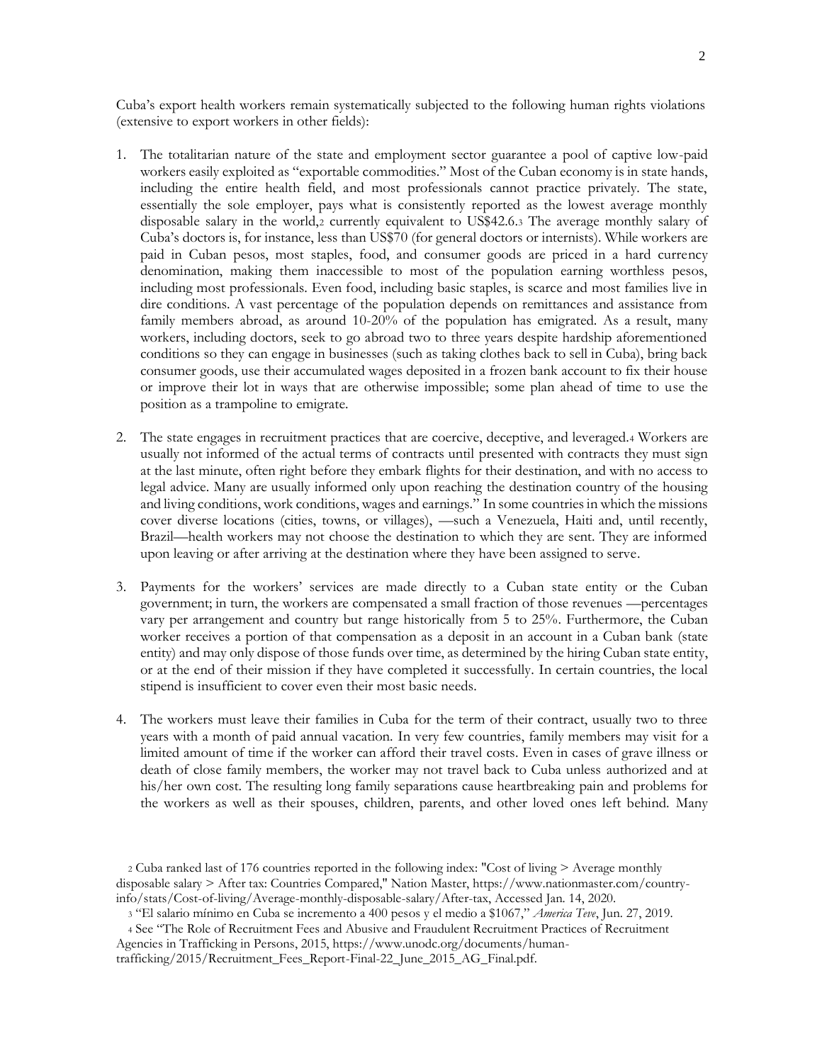Cuba's export health workers remain systematically subjected to the following human rights violations (extensive to export workers in other fields):

1. The totalitarian nature of the state and employment sector guarantee a pool of captive low-paid workers easily exploited as "exportable commodities." Most of the Cuban economy is in state hands, including the entire health field, and most professionals cannot practice privately. The state, essentially the sole employer, pays what is consistently reported as the lowest average monthly disposable salary in the world,[2] currently equivalent to US$42.6.[3] The average monthly salary of Cuba's doctors is, for instance, less than US$70 (for general doctors or internists). While workers are paid in Cuban pesos, most staples, food, and consumer goods are priced in a hard currency denomination, making them inaccessible to most of the population earning worthless pesos, including most professionals. Even food, including basic staples, is scarce and most families live in dire conditions. A vast percentage of the population depends on remittances and assistance from family members abroad, as around 10-20% of the population has emigrated. As a result, many workers, including doctors, seek to go abroad two to three years despite hardship aforementioned conditions so they can engage in businesses (such as taking clothes back to sell in Cuba), bring back consumer goods, use their accumulated wages deposited in a frozen bank account to fix their house or improve their lot in ways that are otherwise impossible; some plan ahead of time to use the position as a trampoline to emigrate.

2. The state engages in recruitment practices that are coercive, deceptive, and leveraged.[4] Workers are usually not informed of the actual terms of contracts until presented with contracts they must sign at the last minute, often right before they embark flights for their destination, and with no access to legal advice. Many are usually informed only upon reaching the destination country of the housing and living conditions, work conditions, wages and earnings." In some countries in which the missions cover diverse locations (cities, towns, or villages), —such a Venezuela, Haiti and, until recently, Brazil—health workers may not choose the destination to which they are sent. They are informed upon leaving or after arriving at the destination where they have been assigned to serve.

3. Payments for the workers' services are made directly to a Cuban state entity or the Cuban government; in turn, the workers are compensated a small fraction of those revenues —percentages vary per arrangement and country but range historically from 5 to 25%. Furthermore, the Cuban worker receives a portion of that compensation as a deposit in an account in a Cuban bank (state entity) and may only dispose of those funds over time, as determined by the hiring Cuban state entity, or at the end of their mission if they have completed it successfully. In certain countries, the local stipend is insufficient to cover even their most basic needs.

4. The workers must leave their families in Cuba for the term of their contract, usually two to three years with a month of paid annual vacation. In very few countries, family members may visit for a limited amount of time if the worker can afford their travel costs. Even in cases of grave illness or death of close family members, the worker may not travel back to Cuba unless authorized and at his/her own cost. The resulting long family separations cause heartbreaking pain and problems for the workers as well as their spouses, children, parents, and other loved ones left behind. Many

---

[2] Cuba ranked last of 176 countries reported in the following index: "Cost of living > Average monthly disposable salary > After tax: Countries Compared," Nation Master, https://www.nationmaster.com/country-info/stats/Cost-of-living/Average-monthly-disposable-salary/After-tax, Accessed Jan. 14, 2020.

[3] "El salario mínimo en Cuba se incremento a 400 pesos y el medio a $1067," *America Teve*, Jun. 27, 2019.

[4] See "The Role of Recruitment Fees and Abusive and Fraudulent Recruitment Practices of Recruitment Agencies in Trafficking in Persons, 2015, https://www.unodc.org/documents/human-trafficking/2015/Recruitment_Fees_Report-Final-22_June_2015_AG_Final.pdf.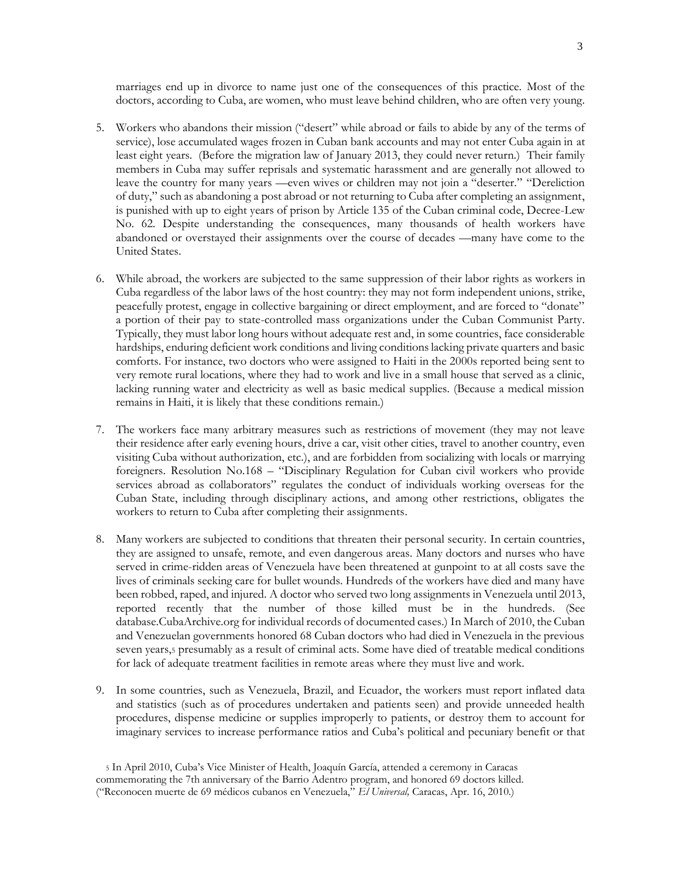marriages end up in divorce to name just one of the consequences of this practice. Most of the doctors, according to Cuba, are women, who must leave behind children, who are often very young.

5. Workers who abandons their mission ("desert" while abroad or fails to abide by any of the terms of service), lose accumulated wages frozen in Cuban bank accounts and may not enter Cuba again in at least eight years. (Before the migration law of January 2013, they could never return.) Their family members in Cuba may suffer reprisals and systematic harassment and are generally not allowed to leave the country for many years —even wives or children may not join a "deserter." "Dereliction of duty," such as abandoning a post abroad or not returning to Cuba after completing an assignment, is punished with up to eight years of prison by Article 135 of the Cuban criminal code, Decree-Lew No. 62. Despite understanding the consequences, many thousands of health workers have abandoned or overstayed their assignments over the course of decades —many have come to the United States.

6. While abroad, the workers are subjected to the same suppression of their labor rights as workers in Cuba regardless of the labor laws of the host country: they may not form independent unions, strike, peacefully protest, engage in collective bargaining or direct employment, and are forced to "donate" a portion of their pay to state-controlled mass organizations under the Cuban Communist Party. Typically, they must labor long hours without adequate rest and, in some countries, face considerable hardships, enduring deficient work conditions and living conditions lacking private quarters and basic comforts. For instance, two doctors who were assigned to Haiti in the 2000s reported being sent to very remote rural locations, where they had to work and live in a small house that served as a clinic, lacking running water and electricity as well as basic medical supplies. (Because a medical mission remains in Haiti, it is likely that these conditions remain.)

7. The workers face many arbitrary measures such as restrictions of movement (they may not leave their residence after early evening hours, drive a car, visit other cities, travel to another country, even visiting Cuba without authorization, etc.), and are forbidden from socializing with locals or marrying foreigners. Resolution No.168 – "Disciplinary Regulation for Cuban civil workers who provide services abroad as collaborators" regulates the conduct of individuals working overseas for the Cuban State, including through disciplinary actions, and among other restrictions, obligates the workers to return to Cuba after completing their assignments.

8. Many workers are subjected to conditions that threaten their personal security. In certain countries, they are assigned to unsafe, remote, and even dangerous areas. Many doctors and nurses who have served in crime-ridden areas of Venezuela have been threatened at gunpoint to at all costs save the lives of criminals seeking care for bullet wounds. Hundreds of the workers have died and many have been robbed, raped, and injured. A doctor who served two long assignments in Venezuela until 2013, reported recently that the number of those killed must be in the hundreds. (See database.CubaArchive.org for individual records of documented cases.) In March of 2010, the Cuban and Venezuelan governments honored 68 Cuban doctors who had died in Venezuela in the previous seven years,[5] presumably as a result of criminal acts. Some have died of treatable medical conditions for lack of adequate treatment facilities in remote areas where they must live and work.

9. In some countries, such as Venezuela, Brazil, and Ecuador, the workers must report inflated data and statistics (such as of procedures undertaken and patients seen) and provide unneeded health procedures, dispense medicine or supplies improperly to patients, or destroy them to account for imaginary services to increase performance ratios and Cuba's political and pecuniary benefit or that

[5] In April 2010, Cuba's Vice Minister of Health, Joaquín García, attended a ceremony in Caracas commemorating the 7th anniversary of the Barrio Adentro program, and honored 69 doctors killed. ("Reconocen muerte de 69 médicos cubanos en Venezuela," *El Universal,* Caracas, Apr. 16, 2010.)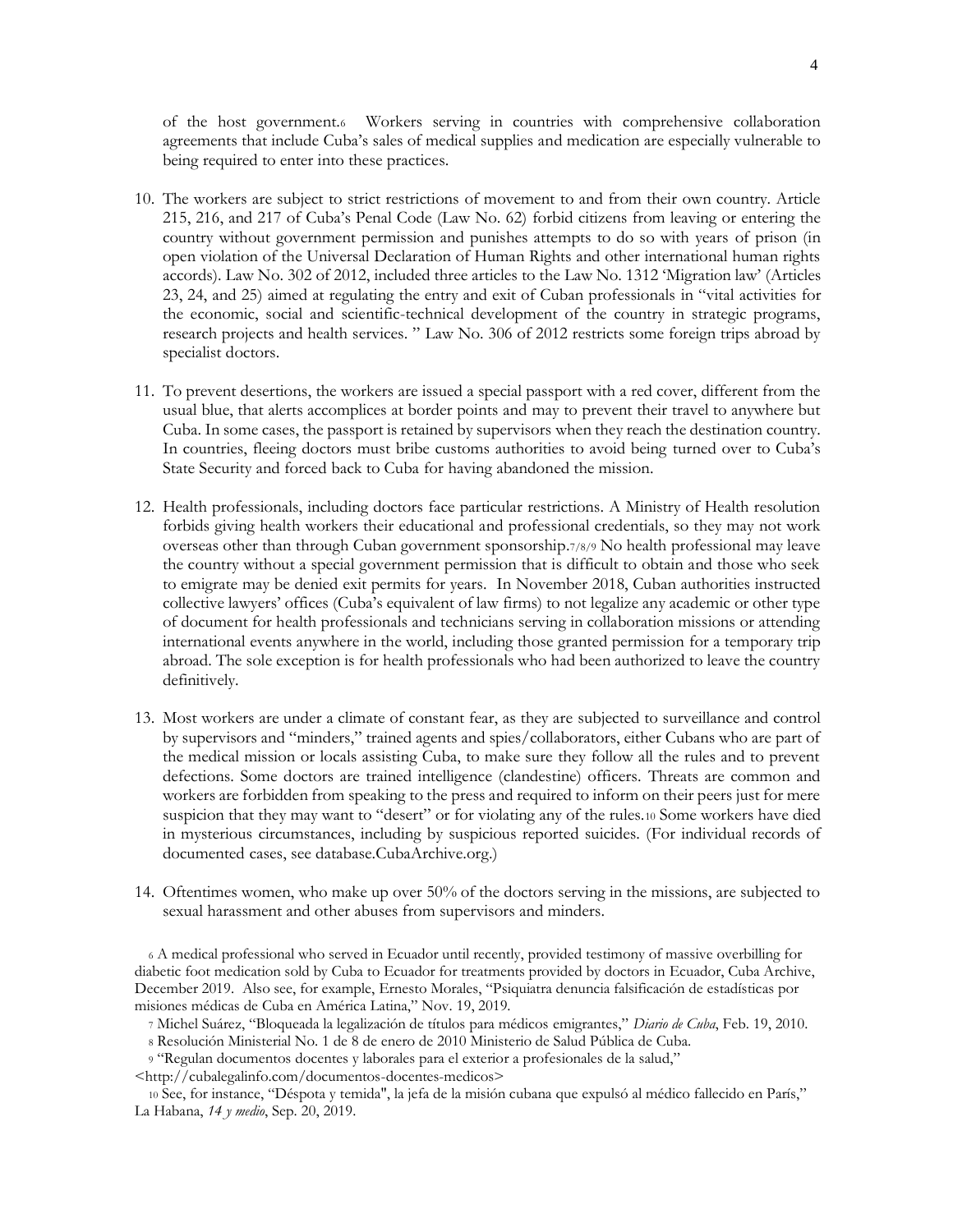of the host government.[6] Workers serving in countries with comprehensive collaboration agreements that include Cuba's sales of medical supplies and medication are especially vulnerable to being required to enter into these practices.

10. The workers are subject to strict restrictions of movement to and from their own country. Article 215, 216, and 217 of Cuba's Penal Code (Law No. 62) forbid citizens from leaving or entering the country without government permission and punishes attempts to do so with years of prison (in open violation of the Universal Declaration of Human Rights and other international human rights accords). Law No. 302 of 2012, included three articles to the Law No. 1312 'Migration law' (Articles 23, 24, and 25) aimed at regulating the entry and exit of Cuban professionals in "vital activities for the economic, social and scientific-technical development of the country in strategic programs, research projects and health services. " Law No. 306 of 2012 restricts some foreign trips abroad by specialist doctors.

11. To prevent desertions, the workers are issued a special passport with a red cover, different from the usual blue, that alerts accomplices at border points and may to prevent their travel to anywhere but Cuba. In some cases, the passport is retained by supervisors when they reach the destination country. In countries, fleeing doctors must bribe customs authorities to avoid being turned over to Cuba's State Security and forced back to Cuba for having abandoned the mission.

12. Health professionals, including doctors face particular restrictions. A Ministry of Health resolution forbids giving health workers their educational and professional credentials, so they may not work overseas other than through Cuban government sponsorship.[7/8/9] No health professional may leave the country without a special government permission that is difficult to obtain and those who seek to emigrate may be denied exit permits for years. In November 2018, Cuban authorities instructed collective lawyers' offices (Cuba's equivalent of law firms) to not legalize any academic or other type of document for health professionals and technicians serving in collaboration missions or attending international events anywhere in the world, including those granted permission for a temporary trip abroad. The sole exception is for health professionals who had been authorized to leave the country definitively.

13. Most workers are under a climate of constant fear, as they are subjected to surveillance and control by supervisors and "minders," trained agents and spies/collaborators, either Cubans who are part of the medical mission or locals assisting Cuba, to make sure they follow all the rules and to prevent defections. Some doctors are trained intelligence (clandestine) officers. Threats are common and workers are forbidden from speaking to the press and required to inform on their peers just for mere suspicion that they may want to "desert" or for violating any of the rules.[10] Some workers have died in mysterious circumstances, including by suspicious reported suicides. (For individual records of documented cases, see database.CubaArchive.org.)

14. Oftentimes women, who make up over 50% of the doctors serving in the missions, are subjected to sexual harassment and other abuses from supervisors and minders.

[6] A medical professional who served in Ecuador until recently, provided testimony of massive overbilling for diabetic foot medication sold by Cuba to Ecuador for treatments provided by doctors in Ecuador, Cuba Archive, December 2019. Also see, for example, Ernesto Morales, "Psiquiatra denuncia falsificación de estadísticas por misiones médicas de Cuba en América Latina," Nov. 19, 2019.

[7] Michel Suárez, "Bloqueada la legalización de títulos para médicos emigrantes," *Diario de Cuba*, Feb. 19, 2010.

[8] Resolución Ministerial No. 1 de 8 de enero de 2010 Ministerio de Salud Pública de Cuba.

[9] "Regulan documentos docentes y laborales para el exterior a profesionales de la salud," <http://cubalegalinfo.com/documentos-docentes-medicos>

[10] See, for instance, "Déspota y temida", la jefa de la misión cubana que expulsó al médico fallecido en París," La Habana, *14 y medio*, Sep. 20, 2019.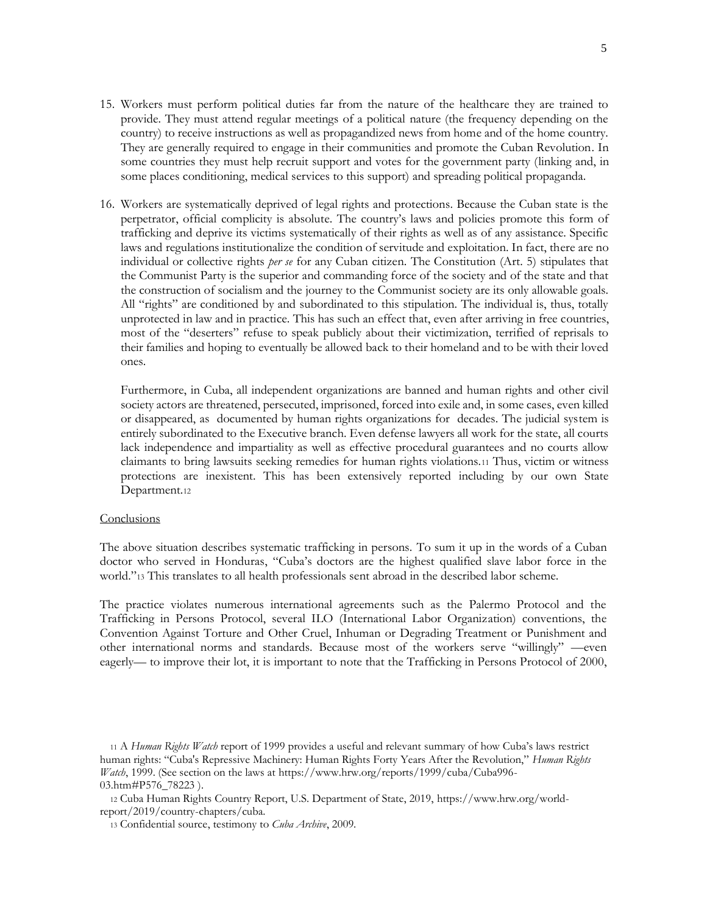15. Workers must perform political duties far from the nature of the healthcare they are trained to provide. They must attend regular meetings of a political nature (the frequency depending on the country) to receive instructions as well as propagandized news from home and of the home country. They are generally required to engage in their communities and promote the Cuban Revolution. In some countries they must help recruit support and votes for the government party (linking and, in some places conditioning, medical services to this support) and spreading political propaganda.

16. Workers are systematically deprived of legal rights and protections. Because the Cuban state is the perpetrator, official complicity is absolute. The country's laws and policies promote this form of trafficking and deprive its victims systematically of their rights as well as of any assistance. Specific laws and regulations institutionalize the condition of servitude and exploitation. In fact, there are no individual or collective rights *per se* for any Cuban citizen. The Constitution (Art. 5) stipulates that the Communist Party is the superior and commanding force of the society and of the state and that the construction of socialism and the journey to the Communist society are its only allowable goals. All "rights" are conditioned by and subordinated to this stipulation. The individual is, thus, totally unprotected in law and in practice. This has such an effect that, even after arriving in free countries, most of the "deserters" refuse to speak publicly about their victimization, terrified of reprisals to their families and hoping to eventually be allowed back to their homeland and to be with their loved ones.

    Furthermore, in Cuba, all independent organizations are banned and human rights and other civil society actors are threatened, persecuted, imprisoned, forced into exile and, in some cases, even killed or disappeared, as documented by human rights organizations for decades. The judicial system is entirely subordinated to the Executive branch. Even defense lawyers all work for the state, all courts lack independence and impartiality as well as effective procedural guarantees and no courts allow claimants to bring lawsuits seeking remedies for human rights violations.[11] Thus, victim or witness protections are inexistent. This has been extensively reported including by our own State Department.[12]

<u>Conclusions</u>

The above situation describes systematic trafficking in persons. To sum it up in the words of a Cuban doctor who served in Honduras, "Cuba's doctors are the highest qualified slave labor force in the world."[13] This translates to all health professionals sent abroad in the described labor scheme.

The practice violates numerous international agreements such as the Palermo Protocol and the Trafficking in Persons Protocol, several ILO (International Labor Organization) conventions, the Convention Against Torture and Other Cruel, Inhuman or Degrading Treatment or Punishment and other international norms and standards. Because most of the workers serve "willingly" —even eagerly— to improve their lot, it is important to note that the Trafficking in Persons Protocol of 2000,

[11] A *Human Rights Watch* report of 1999 provides a useful and relevant summary of how Cuba's laws restrict human rights: "Cuba's Repressive Machinery: Human Rights Forty Years After the Revolution," *Human Rights Watch*, 1999. (See section on the laws at https://www.hrw.org/reports/1999/cuba/Cuba996-03.htm#P576_78223 ).

[12] Cuba Human Rights Country Report, U.S. Department of State, 2019, https://www.hrw.org/world-report/2019/country-chapters/cuba.

[13] Confidential source, testimony to *Cuba Archive*, 2009.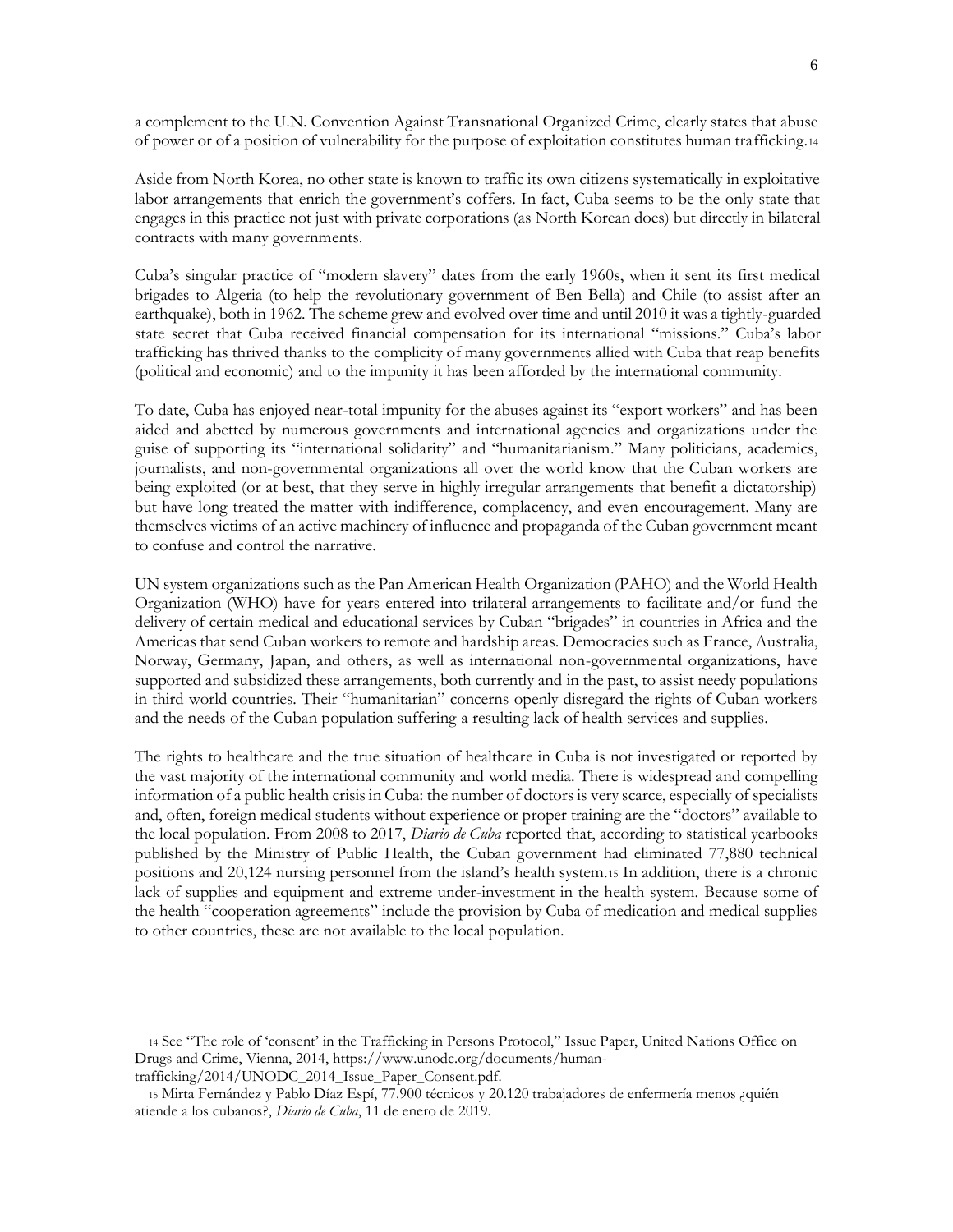a complement to the U.N. Convention Against Transnational Organized Crime, clearly states that abuse of power or of a position of vulnerability for the purpose of exploitation constitutes human trafficking.[14]

Aside from North Korea, no other state is known to traffic its own citizens systematically in exploitative labor arrangements that enrich the government's coffers. In fact, Cuba seems to be the only state that engages in this practice not just with private corporations (as North Korean does) but directly in bilateral contracts with many governments.

Cuba's singular practice of "modern slavery" dates from the early 1960s, when it sent its first medical brigades to Algeria (to help the revolutionary government of Ben Bella) and Chile (to assist after an earthquake), both in 1962. The scheme grew and evolved over time and until 2010 it was a tightly-guarded state secret that Cuba received financial compensation for its international "missions." Cuba's labor trafficking has thrived thanks to the complicity of many governments allied with Cuba that reap benefits (political and economic) and to the impunity it has been afforded by the international community.

To date, Cuba has enjoyed near-total impunity for the abuses against its "export workers" and has been aided and abetted by numerous governments and international agencies and organizations under the guise of supporting its "international solidarity" and "humanitarianism." Many politicians, academics, journalists, and non-governmental organizations all over the world know that the Cuban workers are being exploited (or at best, that they serve in highly irregular arrangements that benefit a dictatorship) but have long treated the matter with indifference, complacency, and even encouragement. Many are themselves victims of an active machinery of influence and propaganda of the Cuban government meant to confuse and control the narrative.

UN system organizations such as the Pan American Health Organization (PAHO) and the World Health Organization (WHO) have for years entered into trilateral arrangements to facilitate and/or fund the delivery of certain medical and educational services by Cuban "brigades" in countries in Africa and the Americas that send Cuban workers to remote and hardship areas. Democracies such as France, Australia, Norway, Germany, Japan, and others, as well as international non-governmental organizations, have supported and subsidized these arrangements, both currently and in the past, to assist needy populations in third world countries. Their "humanitarian" concerns openly disregard the rights of Cuban workers and the needs of the Cuban population suffering a resulting lack of health services and supplies.

The rights to healthcare and the true situation of healthcare in Cuba is not investigated or reported by the vast majority of the international community and world media. There is widespread and compelling information of a public health crisis in Cuba: the number of doctors is very scarce, especially of specialists and, often, foreign medical students without experience or proper training are the "doctors" available to the local population. From 2008 to 2017, *Diario de Cuba* reported that, according to statistical yearbooks published by the Ministry of Public Health, the Cuban government had eliminated 77,880 technical positions and 20,124 nursing personnel from the island's health system.[15] In addition, there is a chronic lack of supplies and equipment and extreme under-investment in the health system. Because some of the health "cooperation agreements" include the provision by Cuba of medication and medical supplies to other countries, these are not available to the local population.

[14] See "The role of 'consent' in the Trafficking in Persons Protocol," Issue Paper, United Nations Office on Drugs and Crime, Vienna, 2014, https://www.unodc.org/documents/human-trafficking/2014/UNODC_2014_Issue_Paper_Consent.pdf.

[15] Mirta Fernández y Pablo Díaz Espí, 77.900 técnicos y 20.120 trabajadores de enfermería menos ¿quién atiende a los cubanos?, *Diario de Cuba*, 11 de enero de 2019.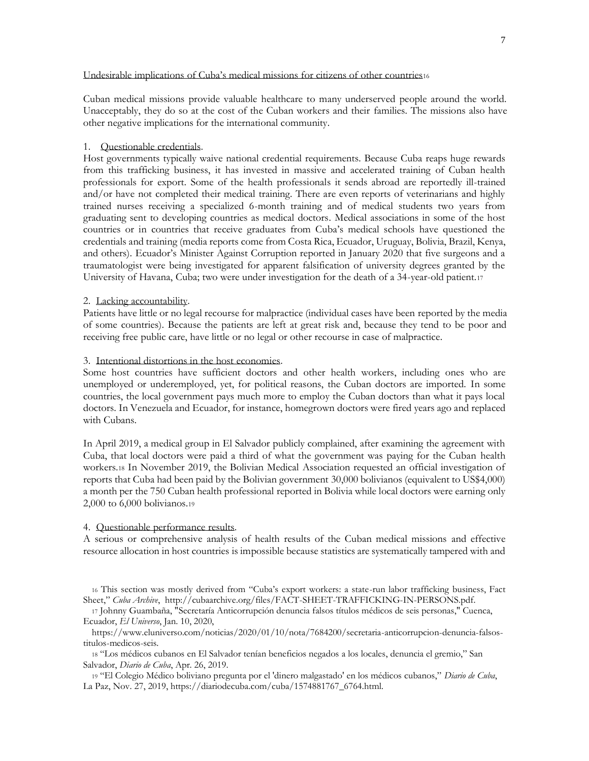Undesirable implications of Cuba's medical missions for citizens of other countries[16]

Cuban medical missions provide valuable healthcare to many underserved people around the world. Unacceptably, they do so at the cost of the Cuban workers and their families. The missions also have other negative implications for the international community.

1. Questionable credentials.

Host governments typically waive national credential requirements. Because Cuba reaps huge rewards from this trafficking business, it has invested in massive and accelerated training of Cuban health professionals for export. Some of the health professionals it sends abroad are reportedly ill-trained and/or have not completed their medical training. There are even reports of veterinarians and highly trained nurses receiving a specialized 6-month training and of medical students two years from graduating sent to developing countries as medical doctors. Medical associations in some of the host countries or in countries that receive graduates from Cuba's medical schools have questioned the credentials and training (media reports come from Costa Rica, Ecuador, Uruguay, Bolivia, Brazil, Kenya, and others). Ecuador's Minister Against Corruption reported in January 2020 that five surgeons and a traumatologist were being investigated for apparent falsification of university degrees granted by the University of Havana, Cuba; two were under investigation for the death of a 34-year-old patient.[17]

2. Lacking accountability.

Patients have little or no legal recourse for malpractice (individual cases have been reported by the media of some countries). Because the patients are left at great risk and, because they tend to be poor and receiving free public care, have little or no legal or other recourse in case of malpractice.

3. Intentional distortions in the host economies.

Some host countries have sufficient doctors and other health workers, including ones who are unemployed or underemployed, yet, for political reasons, the Cuban doctors are imported. In some countries, the local government pays much more to employ the Cuban doctors than what it pays local doctors. In Venezuela and Ecuador, for instance, homegrown doctors were fired years ago and replaced with Cubans.

In April 2019, a medical group in El Salvador publicly complained, after examining the agreement with Cuba, that local doctors were paid a third of what the government was paying for the Cuban health workers.[18] In November 2019, the Bolivian Medical Association requested an official investigation of reports that Cuba had been paid by the Bolivian government 30,000 bolivianos (equivalent to US$4,000) a month per the 750 Cuban health professional reported in Bolivia while local doctors were earning only 2,000 to 6,000 bolivianos.[19]

4. Questionable performance results.

A serious or comprehensive analysis of health results of the Cuban medical missions and effective resource allocation in host countries is impossible because statistics are systematically tampered with and

[16] This section was mostly derived from "Cuba's export workers: a state-run labor trafficking business, Fact Sheet," *Cuba Archive*, http://cubaarchive.org/files/FACT-SHEET-TRAFFICKING-IN-PERSONS.pdf.

[17] Johnny Guambaña, "Secretaría Anticorrupción denuncia falsos títulos médicos de seis personas," Cuenca, Ecuador, *El Universo*, Jan. 10, 2020, https://www.eluniverso.com/noticias/2020/01/10/nota/7684200/secretaria-anticorrupcion-denuncia-falsos-titulos-medicos-seis.

[18] "Los médicos cubanos en El Salvador tenían beneficios negados a los locales, denuncia el gremio," San Salvador, *Diario de Cuba*, Apr. 26, 2019.

[19] "El Colegio Médico boliviano pregunta por el 'dinero malgastado' en los médicos cubanos," *Diario de Cuba*, La Paz, Nov. 27, 2019, https://diariodecuba.com/cuba/1574881767_6764.html.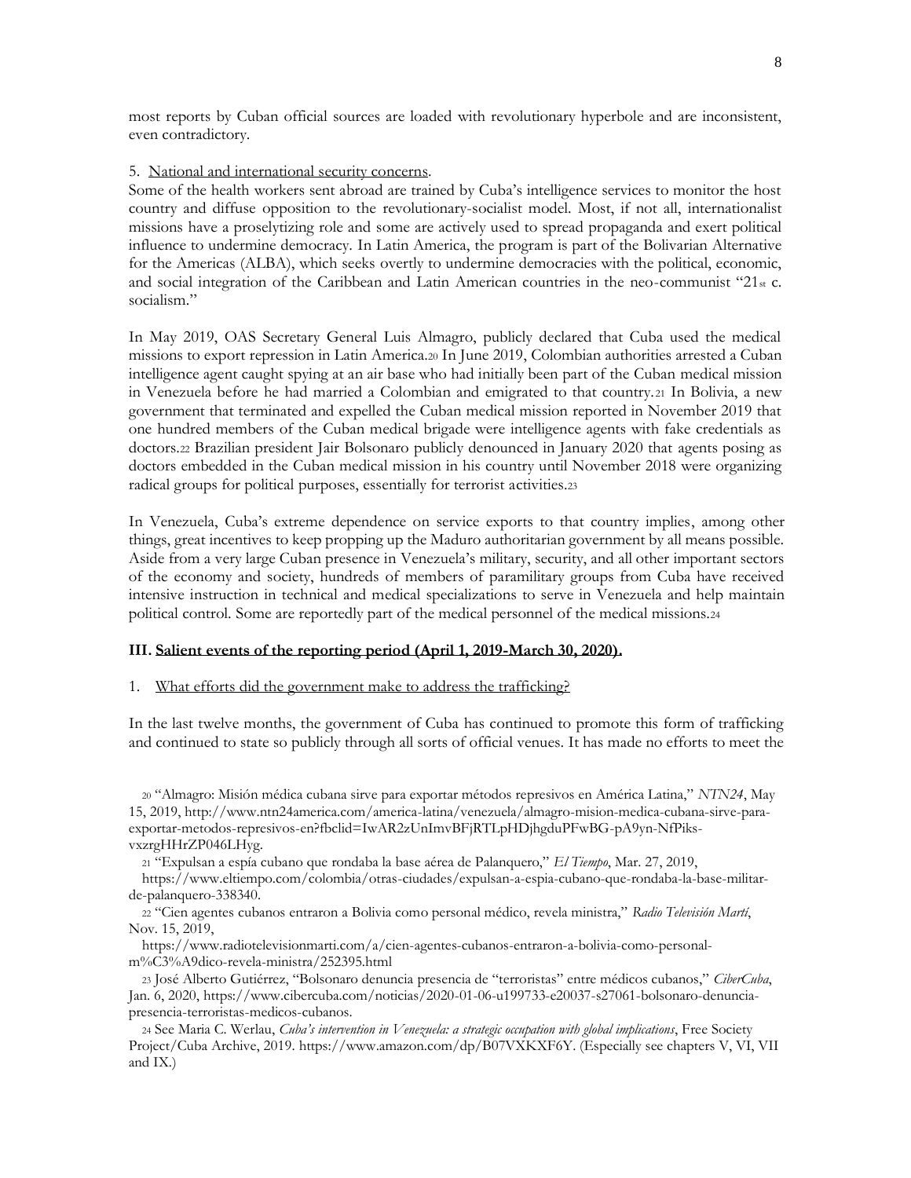most reports by Cuban official sources are loaded with revolutionary hyperbole and are inconsistent, even contradictory.

5. National and international security concerns.

Some of the health workers sent abroad are trained by Cuba's intelligence services to monitor the host country and diffuse opposition to the revolutionary-socialist model. Most, if not all, internationalist missions have a proselytizing role and some are actively used to spread propaganda and exert political influence to undermine democracy. In Latin America, the program is part of the Bolivarian Alternative for the Americas (ALBA), which seeks overtly to undermine democracies with the political, economic, and social integration of the Caribbean and Latin American countries in the neo-communist "21st c. socialism."

In May 2019, OAS Secretary General Luis Almagro, publicly declared that Cuba used the medical missions to export repression in Latin America.[20] In June 2019, Colombian authorities arrested a Cuban intelligence agent caught spying at an air base who had initially been part of the Cuban medical mission in Venezuela before he had married a Colombian and emigrated to that country.[21] In Bolivia, a new government that terminated and expelled the Cuban medical mission reported in November 2019 that one hundred members of the Cuban medical brigade were intelligence agents with fake credentials as doctors.[22] Brazilian president Jair Bolsonaro publicly denounced in January 2020 that agents posing as doctors embedded in the Cuban medical mission in his country until November 2018 were organizing radical groups for political purposes, essentially for terrorist activities.[23]

In Venezuela, Cuba's extreme dependence on service exports to that country implies, among other things, great incentives to keep propping up the Maduro authoritarian government by all means possible. Aside from a very large Cuban presence in Venezuela's military, security, and all other important sectors of the economy and society, hundreds of members of paramilitary groups from Cuba have received intensive instruction in technical and medical specializations to serve in Venezuela and help maintain political control. Some are reportedly part of the medical personnel of the medical missions.[24]

## III. Salient events of the reporting period (April 1, 2019-March 30, 2020).

1. What efforts did the government make to address the trafficking?

In the last twelve months, the government of Cuba has continued to promote this form of trafficking and continued to state so publicly through all sorts of official venues. It has made no efforts to meet the

[20] "Almagro: Misión médica cubana sirve para exportar métodos represivos en América Latina," *NTN24*, May 15, 2019, http://www.ntn24america.com/america-latina/venezuela/almagro-mision-medica-cubana-sirve-para-exportar-metodos-represivos-en?fbclid=IwAR2zUnImvBFjRTLpHDjhgduPFwBG-pA9yn-NfPiks-vxzrgHHrZP046LHyg.

[21] "Expulsan a espía cubano que rondaba la base aérea de Palanquero," *El Tiempo*, Mar. 27, 2019, https://www.eltiempo.com/colombia/otras-ciudades/expulsan-a-espia-cubano-que-rondaba-la-base-militar-de-palanquero-338340.

[22] "Cien agentes cubanos entraron a Bolivia como personal médico, revela ministra," *Radio Televisión Martí*, Nov. 15, 2019, https://www.radiotelevisionmarti.com/a/cien-agentes-cubanos-entraron-a-bolivia-como-personal-m%C3%A9dico-revela-ministra/252395.html

[23] José Alberto Gutiérrez, "Bolsonaro denuncia presencia de "terroristas" entre médicos cubanos," *CiberCuba*, Jan. 6, 2020, https://www.cibercuba.com/noticias/2020-01-06-u199733-e20037-s27061-bolsonaro-denuncia-presencia-terroristas-medicos-cubanos.

[24] See Maria C. Werlau, *Cuba's intervention in Venezuela: a strategic occupation with global implications*, Free Society Project/Cuba Archive, 2019. https://www.amazon.com/dp/B07VXKXF6Y. (Especially see chapters V, VI, VII and IX.)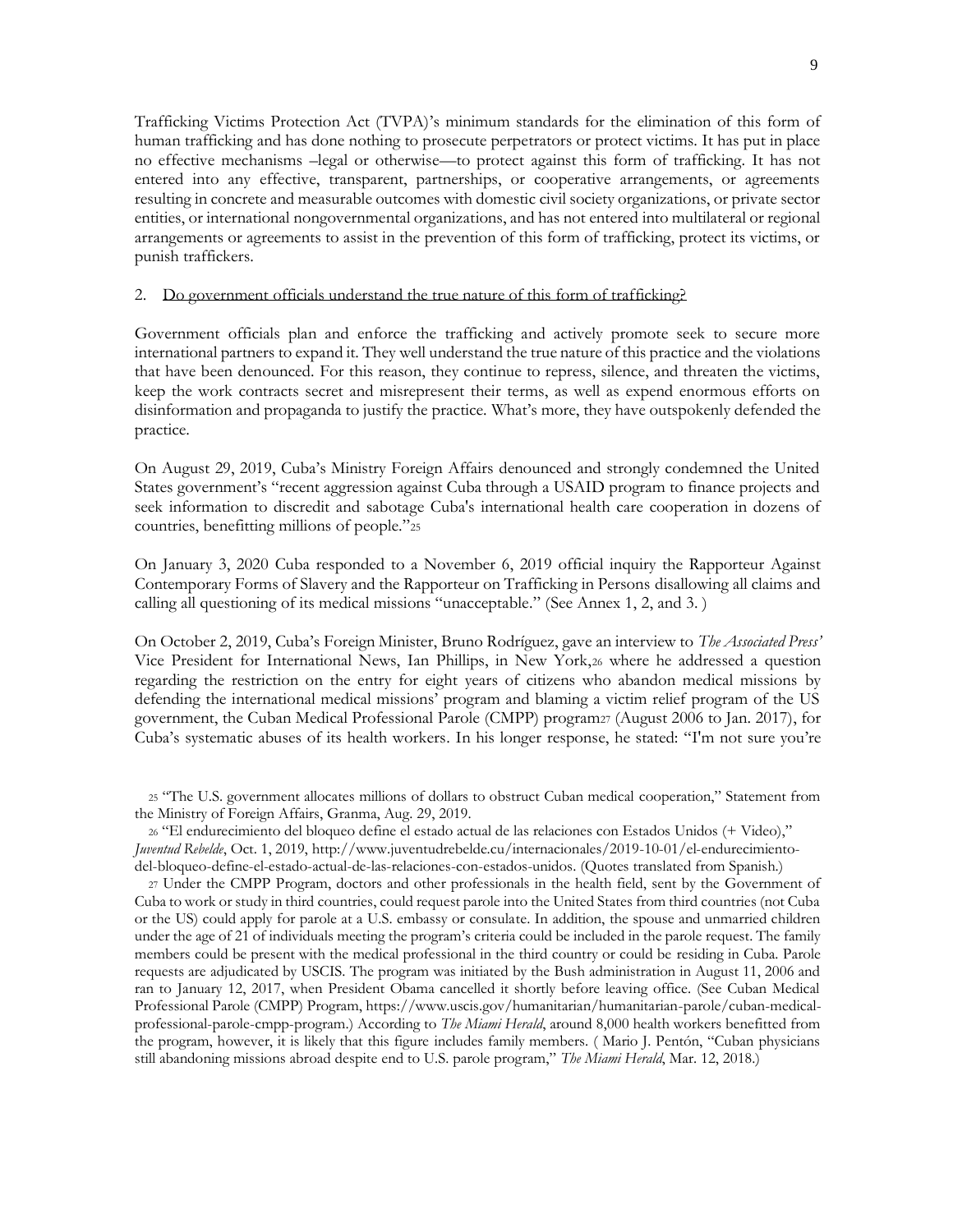Trafficking Victims Protection Act (TVPA)'s minimum standards for the elimination of this form of human trafficking and has done nothing to prosecute perpetrators or protect victims. It has put in place no effective mechanisms –legal or otherwise—to protect against this form of trafficking. It has not entered into any effective, transparent, partnerships, or cooperative arrangements, or agreements resulting in concrete and measurable outcomes with domestic civil society organizations, or private sector entities, or international nongovernmental organizations, and has not entered into multilateral or regional arrangements or agreements to assist in the prevention of this form of trafficking, protect its victims, or punish traffickers.

2. Do government officials understand the true nature of this form of trafficking?

Government officials plan and enforce the trafficking and actively promote seek to secure more international partners to expand it. They well understand the true nature of this practice and the violations that have been denounced. For this reason, they continue to repress, silence, and threaten the victims, keep the work contracts secret and misrepresent their terms, as well as expend enormous efforts on disinformation and propaganda to justify the practice. What's more, they have outspokenly defended the practice.

On August 29, 2019, Cuba's Ministry Foreign Affairs denounced and strongly condemned the United States government's "recent aggression against Cuba through a USAID program to finance projects and seek information to discredit and sabotage Cuba's international health care cooperation in dozens of countries, benefitting millions of people."[25]

On January 3, 2020 Cuba responded to a November 6, 2019 official inquiry the Rapporteur Against Contemporary Forms of Slavery and the Rapporteur on Trafficking in Persons disallowing all claims and calling all questioning of its medical missions "unacceptable." (See Annex 1, 2, and 3. )

On October 2, 2019, Cuba's Foreign Minister, Bruno Rodríguez, gave an interview to *The Associated Press'* Vice President for International News, Ian Phillips, in New York,[26] where he addressed a question regarding the restriction on the entry for eight years of citizens who abandon medical missions by defending the international medical missions' program and blaming a victim relief program of the US government, the Cuban Medical Professional Parole (CMPP) program[27] (August 2006 to Jan. 2017), for Cuba's systematic abuses of its health workers. In his longer response, he stated: "I'm not sure you're

[25] "The U.S. government allocates millions of dollars to obstruct Cuban medical cooperation," Statement from the Ministry of Foreign Affairs, Granma, Aug. 29, 2019.

[26] "El endurecimiento del bloqueo define el estado actual de las relaciones con Estados Unidos (+ Video)," *Juventud Rebelde*, Oct. 1, 2019, http://www.juventudrebelde.cu/internacionales/2019-10-01/el-endurecimiento-del-bloqueo-define-el-estado-actual-de-las-relaciones-con-estados-unidos. (Quotes translated from Spanish.)

[27] Under the CMPP Program, doctors and other professionals in the health field, sent by the Government of Cuba to work or study in third countries, could request parole into the United States from third countries (not Cuba or the US) could apply for parole at a U.S. embassy or consulate. In addition, the spouse and unmarried children under the age of 21 of individuals meeting the program's criteria could be included in the parole request. The family members could be present with the medical professional in the third country or could be residing in Cuba. Parole requests are adjudicated by USCIS. The program was initiated by the Bush administration in August 11, 2006 and ran to January 12, 2017, when President Obama cancelled it shortly before leaving office. (See Cuban Medical Professional Parole (CMPP) Program, https://www.uscis.gov/humanitarian/humanitarian-parole/cuban-medical-professional-parole-cmpp-program.) According to *The Miami Herald*, around 8,000 health workers benefitted from the program, however, it is likely that this figure includes family members. ( Mario J. Pentón, "Cuban physicians still abandoning missions abroad despite end to U.S. parole program," *The Miami Herald*, Mar. 12, 2018.)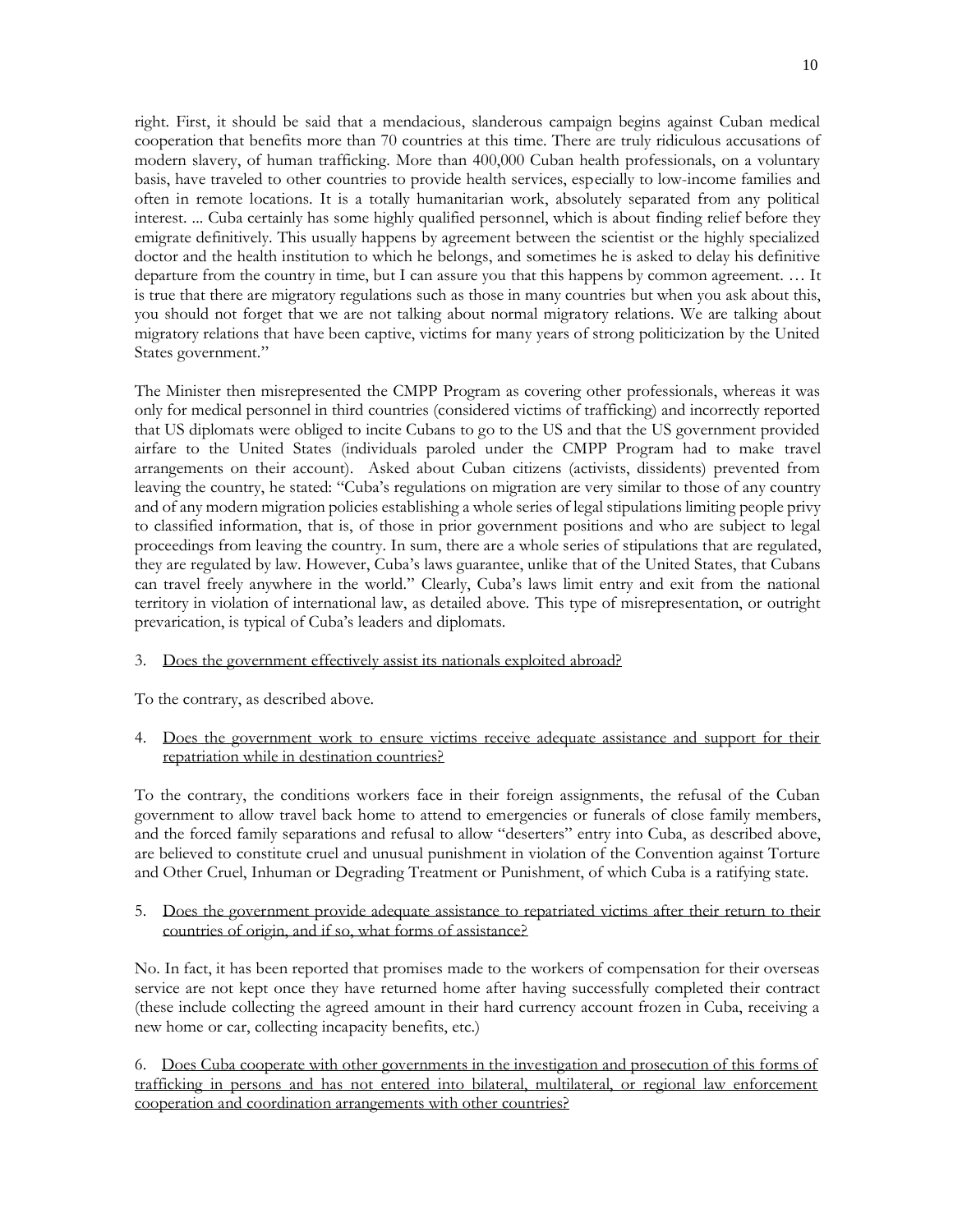right. First, it should be said that a mendacious, slanderous campaign begins against Cuban medical cooperation that benefits more than 70 countries at this time. There are truly ridiculous accusations of modern slavery, of human trafficking. More than 400,000 Cuban health professionals, on a voluntary basis, have traveled to other countries to provide health services, especially to low-income families and often in remote locations. It is a totally humanitarian work, absolutely separated from any political interest. ... Cuba certainly has some highly qualified personnel, which is about finding relief before they emigrate definitively. This usually happens by agreement between the scientist or the highly specialized doctor and the health institution to which he belongs, and sometimes he is asked to delay his definitive departure from the country in time, but I can assure you that this happens by common agreement. … It is true that there are migratory regulations such as those in many countries but when you ask about this, you should not forget that we are not talking about normal migratory relations. We are talking about migratory relations that have been captive, victims for many years of strong politicization by the United States government."

The Minister then misrepresented the CMPP Program as covering other professionals, whereas it was only for medical personnel in third countries (considered victims of trafficking) and incorrectly reported that US diplomats were obliged to incite Cubans to go to the US and that the US government provided airfare to the United States (individuals paroled under the CMPP Program had to make travel arrangements on their account). Asked about Cuban citizens (activists, dissidents) prevented from leaving the country, he stated: "Cuba's regulations on migration are very similar to those of any country and of any modern migration policies establishing a whole series of legal stipulations limiting people privy to classified information, that is, of those in prior government positions and who are subject to legal proceedings from leaving the country. In sum, there are a whole series of stipulations that are regulated, they are regulated by law. However, Cuba's laws guarantee, unlike that of the United States, that Cubans can travel freely anywhere in the world." Clearly, Cuba's laws limit entry and exit from the national territory in violation of international law, as detailed above. This type of misrepresentation, or outright prevarication, is typical of Cuba's leaders and diplomats.

3. <u>Does the government effectively assist its nationals exploited abroad?</u>

To the contrary, as described above.

4. <u>Does the government work to ensure victims receive adequate assistance and support for their repatriation while in destination countries?</u>

To the contrary, the conditions workers face in their foreign assignments, the refusal of the Cuban government to allow travel back home to attend to emergencies or funerals of close family members, and the forced family separations and refusal to allow "deserters" entry into Cuba, as described above, are believed to constitute cruel and unusual punishment in violation of the Convention against Torture and Other Cruel, Inhuman or Degrading Treatment or Punishment, of which Cuba is a ratifying state.

5. <u>Does the government provide adequate assistance to repatriated victims after their return to their countries of origin, and if so, what forms of assistance?</u>

No. In fact, it has been reported that promises made to the workers of compensation for their overseas service are not kept once they have returned home after having successfully completed their contract (these include collecting the agreed amount in their hard currency account frozen in Cuba, receiving a new home or car, collecting incapacity benefits, etc.)

6. <u>Does Cuba cooperate with other governments in the investigation and prosecution of this forms of trafficking in persons and has not entered into bilateral, multilateral, or regional law enforcement cooperation and coordination arrangements with other countries?</u>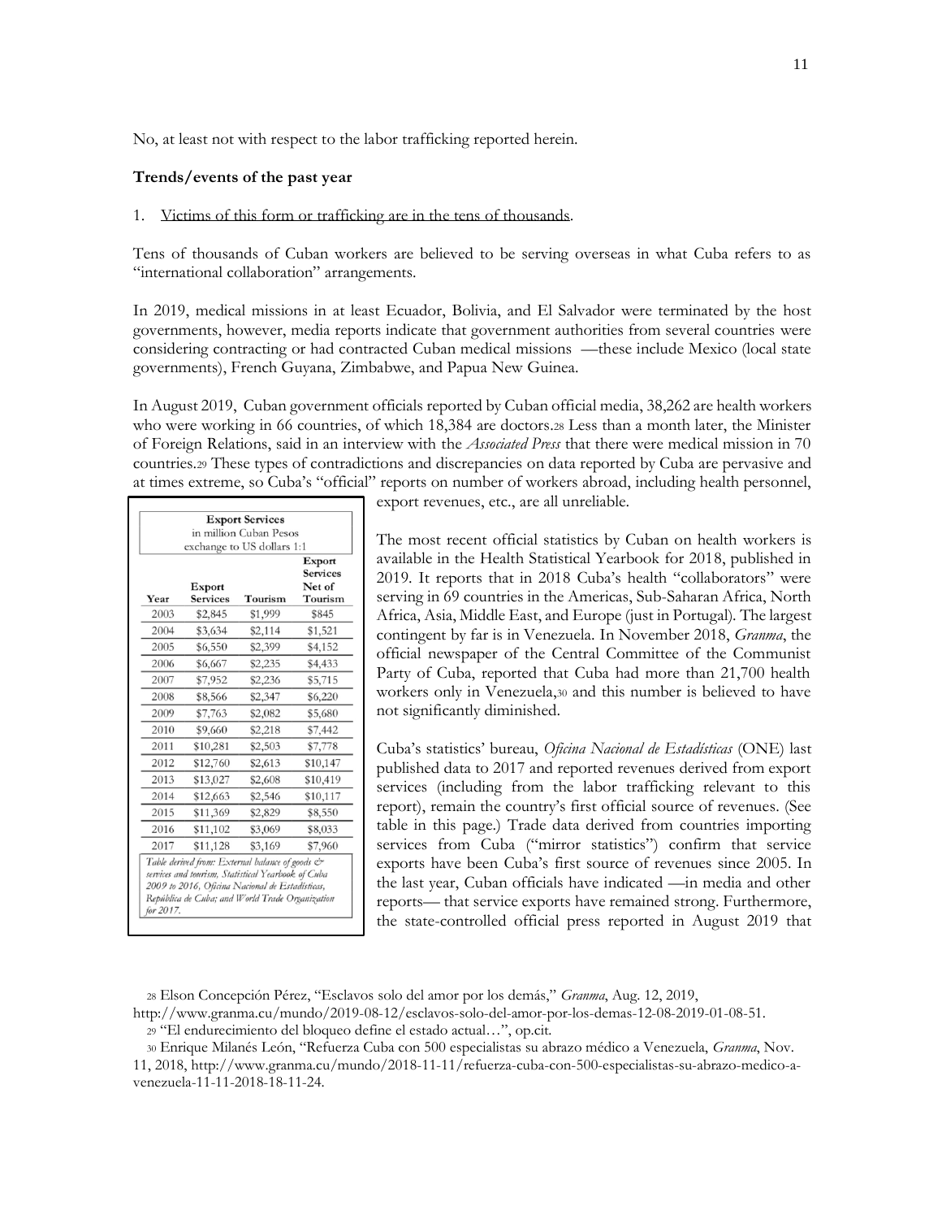No, at least not with respect to the labor trafficking reported herein.

**Trends/events of the past year**

1. Victims of this form or trafficking are in the tens of thousands.

Tens of thousands of Cuban workers are believed to be serving overseas in what Cuba refers to as "international collaboration" arrangements.

In 2019, medical missions in at least Ecuador, Bolivia, and El Salvador were terminated by the host governments, however, media reports indicate that government authorities from several countries were considering contracting or had contracted Cuban medical missions —these include Mexico (local state governments), French Guyana, Zimbabwe, and Papua New Guinea.

In August 2019, Cuban government officials reported by Cuban official media, 38,262 are health workers who were working in 66 countries, of which 18,384 are doctors.[28] Less than a month later, the Minister of Foreign Relations, said in an interview with the *Associated Press* that there were medical mission in 70 countries.[29] These types of contradictions and discrepancies on data reported by Cuba are pervasive and at times extreme, so Cuba's "official" reports on number of workers abroad, including health personnel, export revenues, etc., are all unreliable.

The most recent official statistics by Cuban on health workers is available in the Health Statistical Yearbook for 2018, published in 2019. It reports that in 2018 Cuba's health "collaborators" were serving in 69 countries in the Americas, Sub-Saharan Africa, North Africa, Asia, Middle East, and Europe (just in Portugal). The largest contingent by far is in Venezuela. In November 2018, *Granma*, the official newspaper of the Central Committee of the Communist Party of Cuba, reported that Cuba had more than 21,700 health workers only in Venezuela,[30] and this number is believed to have not significantly diminished.

**Export Services**
in million Cuban Pesos
exchange to US dollars 1:1

| Year | Export Services | Tourism | Export Services Net of Tourism |
|---|---|---|---|
| 2003 | $2,845 | $1,999 | $845 |
| 2004 | $3,634 | $2,114 | $1,521 |
| 2005 | $6,550 | $2,399 | $4,152 |
| 2006 | $6,667 | $2,235 | $4,433 |
| 2007 | $7,952 | $2,236 | $5,715 |
| 2008 | $8,566 | $2,347 | $6,220 |
| 2009 | $7,763 | $2,082 | $5,680 |
| 2010 | $9,660 | $2,218 | $7,442 |
| 2011 | $10,281 | $2,503 | $7,778 |
| 2012 | $12,760 | $2,613 | $10,147 |
| 2013 | $13,027 | $2,608 | $10,419 |
| 2014 | $12,663 | $2,546 | $10,117 |
| 2015 | $11,369 | $2,829 | $8,550 |
| 2016 | $11,102 | $3,069 | $8,033 |
| 2017 | $11,128 | $3,169 | $7,960 |

*Table derived from: External balance of goods & services and tourism, Statistical Yearbook of Cuba 2009 to 2016, Oficina Nacional de Estadísticas, República de Cuba; and World Trade Organization for 2017.*

Cuba's statistics' bureau, *Oficina Nacional de Estadísticas* (ONE) last published data to 2017 and reported revenues derived from export services (including from the labor trafficking relevant to this report), remain the country's first official source of revenues. (See table in this page.) Trade data derived from countries importing services from Cuba ("mirror statistics") confirm that service exports have been Cuba's first source of revenues since 2005. In the last year, Cuban officials have indicated —in media and other reports— that service exports have remained strong. Furthermore, the state-controlled official press reported in August 2019 that

[28] Elson Concepción Pérez, "Esclavos solo del amor por los demás," *Granma*, Aug. 12, 2019, http://www.granma.cu/mundo/2019-08-12/esclavos-solo-del-amor-por-los-demas-12-08-2019-01-08-51.

[29] "El endurecimiento del bloqueo define el estado actual…", op.cit.

[30] Enrique Milanés León, "Refuerza Cuba con 500 especialistas su abrazo médico a Venezuela, *Granma*, Nov. 11, 2018, http://www.granma.cu/mundo/2018-11-11/refuerza-cuba-con-500-especialistas-su-abrazo-medico-a-venezuela-11-11-2018-18-11-24.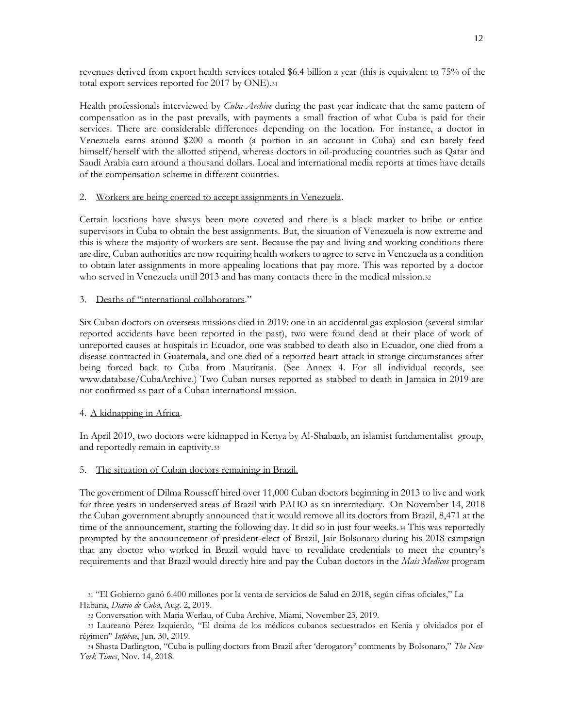revenues derived from export health services totaled $6.4 billion a year (this is equivalent to 75% of the total export services reported for 2017 by ONE).[31]

Health professionals interviewed by *Cuba Archive* during the past year indicate that the same pattern of compensation as in the past prevails, with payments a small fraction of what Cuba is paid for their services. There are considerable differences depending on the location. For instance, a doctor in Venezuela earns around $200 a month (a portion in an account in Cuba) and can barely feed himself/herself with the allotted stipend, whereas doctors in oil-producing countries such as Qatar and Saudi Arabia earn around a thousand dollars. Local and international media reports at times have details of the compensation scheme in different countries.

2. Workers are being coerced to accept assignments in Venezuela.

Certain locations have always been more coveted and there is a black market to bribe or entice supervisors in Cuba to obtain the best assignments. But, the situation of Venezuela is now extreme and this is where the majority of workers are sent. Because the pay and living and working conditions there are dire, Cuban authorities are now requiring health workers to agree to serve in Venezuela as a condition to obtain later assignments in more appealing locations that pay more. This was reported by a doctor who served in Venezuela until 2013 and has many contacts there in the medical mission.[32]

3. Deaths of "international collaborators."

Six Cuban doctors on overseas missions died in 2019: one in an accidental gas explosion (several similar reported accidents have been reported in the past), two were found dead at their place of work of unreported causes at hospitals in Ecuador, one was stabbed to death also in Ecuador, one died from a disease contracted in Guatemala, and one died of a reported heart attack in strange circumstances after being forced back to Cuba from Mauritania. (See Annex 4. For all individual records, see www.database/CubaArchive.) Two Cuban nurses reported as stabbed to death in Jamaica in 2019 are not confirmed as part of a Cuban international mission.

4. A kidnapping in Africa.

In April 2019, two doctors were kidnapped in Kenya by Al-Shabaab, an islamist fundamentalist group, and reportedly remain in captivity.[33]

5. The situation of Cuban doctors remaining in Brazil.

The government of Dilma Rousseff hired over 11,000 Cuban doctors beginning in 2013 to live and work for three years in underserved areas of Brazil with PAHO as an intermediary. On November 14, 2018 the Cuban government abruptly announced that it would remove all its doctors from Brazil, 8,471 at the time of the announcement, starting the following day. It did so in just four weeks.[34] This was reportedly prompted by the announcement of president-elect of Brazil, Jair Bolsonaro during his 2018 campaign that any doctor who worked in Brazil would have to revalidate credentials to meet the country's requirements and that Brazil would directly hire and pay the Cuban doctors in the *Mais Medicos* program

---

[31] "El Gobierno ganó 6.400 millones por la venta de servicios de Salud en 2018, según cifras oficiales," La Habana, *Diario de Cuba*, Aug. 2, 2019.

[32] Conversation with Maria Werlau, of Cuba Archive, Miami, November 23, 2019.

[33] Laureano Pérez Izquierdo, "El drama de los médicos cubanos secuestrados en Kenia y olvidados por el régimen" *Infobae*, Jun. 30, 2019.

[34] Shasta Darlington, "Cuba is pulling doctors from Brazil after 'derogatory' comments by Bolsonaro," *The New York Times*, Nov. 14, 2018.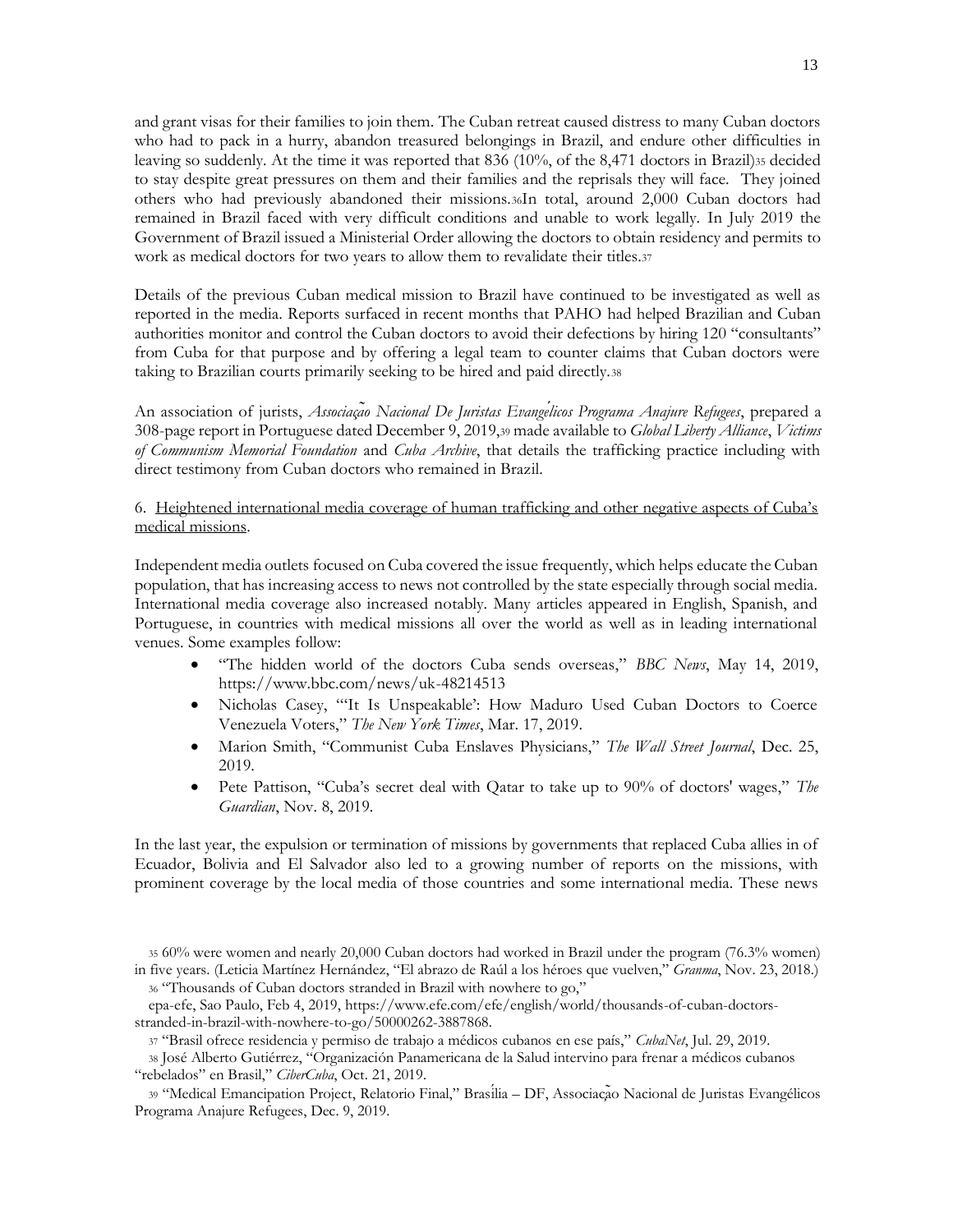and grant visas for their families to join them. The Cuban retreat caused distress to many Cuban doctors who had to pack in a hurry, abandon treasured belongings in Brazil, and endure other difficulties in leaving so suddenly. At the time it was reported that 836 (10%, of the 8,471 doctors in Brazil)[35] decided to stay despite great pressures on them and their families and the reprisals they will face. They joined others who had previously abandoned their missions.[36]In total, around 2,000 Cuban doctors had remained in Brazil faced with very difficult conditions and unable to work legally. In July 2019 the Government of Brazil issued a Ministerial Order allowing the doctors to obtain residency and permits to work as medical doctors for two years to allow them to revalidate their titles.[37]

Details of the previous Cuban medical mission to Brazil have continued to be investigated as well as reported in the media. Reports surfaced in recent months that PAHO had helped Brazilian and Cuban authorities monitor and control the Cuban doctors to avoid their defections by hiring 120 "consultants" from Cuba for that purpose and by offering a legal team to counter claims that Cuban doctors were taking to Brazilian courts primarily seeking to be hired and paid directly.[38]

An association of jurists, *Associação Nacional De Juristas Evangélicos Programa Anajure Refugees*, prepared a 308-page report in Portuguese dated December 9, 2019,[39] made available to *Global Liberty Alliance*, *Victims of Communism Memorial Foundation* and *Cuba Archive*, that details the trafficking practice including with direct testimony from Cuban doctors who remained in Brazil.

6. <u>Heightened international media coverage of human trafficking and other negative aspects of Cuba's medical missions</u>.

Independent media outlets focused on Cuba covered the issue frequently, which helps educate the Cuban population, that has increasing access to news not controlled by the state especially through social media. International media coverage also increased notably. Many articles appeared in English, Spanish, and Portuguese, in countries with medical missions all over the world as well as in leading international venues. Some examples follow:

- "The hidden world of the doctors Cuba sends overseas," *BBC News*, May 14, 2019, https://www.bbc.com/news/uk-48214513
- Nicholas Casey, "'It Is Unspeakable': How Maduro Used Cuban Doctors to Coerce Venezuela Voters," *The New York Times*, Mar. 17, 2019.
- Marion Smith, "Communist Cuba Enslaves Physicians," *The Wall Street Journal*, Dec. 25, 2019.
- Pete Pattison, "Cuba's secret deal with Qatar to take up to 90% of doctors' wages," *The Guardian*, Nov. 8, 2019.

In the last year, the expulsion or termination of missions by governments that replaced Cuba allies in of Ecuador, Bolivia and El Salvador also led to a growing number of reports on the missions, with prominent coverage by the local media of those countries and some international media. These news

[35] 60% were women and nearly 20,000 Cuban doctors had worked in Brazil under the program (76.3% women) in five years. (Leticia Martínez Hernández, "El abrazo de Raúl a los héroes que vuelven," *Granma*, Nov. 23, 2018.)

[36] "Thousands of Cuban doctors stranded in Brazil with nowhere to go," epa-efe, Sao Paulo, Feb 4, 2019, https://www.efe.com/efe/english/world/thousands-of-cuban-doctors-stranded-in-brazil-with-nowhere-to-go/50000262-3887868.

[37] "Brasil ofrece residencia y permiso de trabajo a médicos cubanos en ese país," *CubaNet*, Jul. 29, 2019.

[38] José Alberto Gutiérrez, "Organización Panamericana de la Salud intervino para frenar a médicos cubanos "rebelados" en Brasil," *CiberCuba*, Oct. 21, 2019.

[39] "Medical Emancipation Project, Relatorio Final," Brasília – DF, Associação Nacional de Juristas Evangélicos Programa Anajure Refugees, Dec. 9, 2019.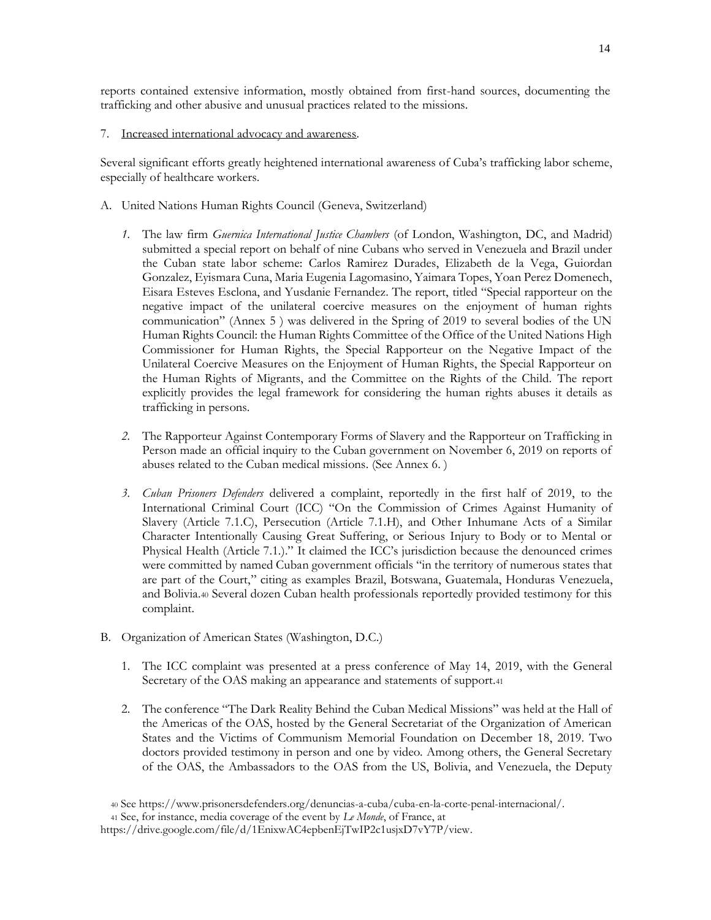reports contained extensive information, mostly obtained from first-hand sources, documenting the trafficking and other abusive and unusual practices related to the missions.

7. Increased international advocacy and awareness.

Several significant efforts greatly heightened international awareness of Cuba's trafficking labor scheme, especially of healthcare workers.

A. United Nations Human Rights Council (Geneva, Switzerland)

   1. The law firm *Guernica International Justice Chambers* (of London, Washington, DC, and Madrid) submitted a special report on behalf of nine Cubans who served in Venezuela and Brazil under the Cuban state labor scheme: Carlos Ramirez Durades, Elizabeth de la Vega, Guiordan Gonzalez, Eyismara Cuna, Maria Eugenia Lagomasino, Yaimara Topes, Yoan Perez Domenech, Eisara Esteves Esclona, and Yusdanie Fernandez. The report, titled "Special rapporteur on the negative impact of the unilateral coercive measures on the enjoyment of human rights communication" (Annex 5 ) was delivered in the Spring of 2019 to several bodies of the UN Human Rights Council: the Human Rights Committee of the Office of the United Nations High Commissioner for Human Rights, the Special Rapporteur on the Negative Impact of the Unilateral Coercive Measures on the Enjoyment of Human Rights, the Special Rapporteur on the Human Rights of Migrants, and the Committee on the Rights of the Child. The report explicitly provides the legal framework for considering the human rights abuses it details as trafficking in persons.

   2. The Rapporteur Against Contemporary Forms of Slavery and the Rapporteur on Trafficking in Person made an official inquiry to the Cuban government on November 6, 2019 on reports of abuses related to the Cuban medical missions. (See Annex 6. )

   3. *Cuban Prisoners Defenders* delivered a complaint, reportedly in the first half of 2019, to the International Criminal Court (ICC) "On the Commission of Crimes Against Humanity of Slavery (Article 7.1.C), Persecution (Article 7.1.H), and Other Inhumane Acts of a Similar Character Intentionally Causing Great Suffering, or Serious Injury to Body or to Mental or Physical Health (Article 7.1.)." It claimed the ICC's jurisdiction because the denounced crimes were committed by named Cuban government officials "in the territory of numerous states that are part of the Court," citing as examples Brazil, Botswana, Guatemala, Honduras Venezuela, and Bolivia.[40] Several dozen Cuban health professionals reportedly provided testimony for this complaint.

B. Organization of American States (Washington, D.C.)

   1. The ICC complaint was presented at a press conference of May 14, 2019, with the General Secretary of the OAS making an appearance and statements of support.[41]

   2. The conference "The Dark Reality Behind the Cuban Medical Missions" was held at the Hall of the Americas of the OAS, hosted by the General Secretariat of the Organization of American States and the Victims of Communism Memorial Foundation on December 18, 2019. Two doctors provided testimony in person and one by video. Among others, the General Secretary of the OAS, the Ambassadors to the OAS from the US, Bolivia, and Venezuela, the Deputy

[40] See https://www.prisonersdefenders.org/denuncias-a-cuba/cuba-en-la-corte-penal-internacional/.

[41] See, for instance, media coverage of the event by *Le Monde*, of France, at https://drive.google.com/file/d/1EnixwAC4epbenEjTwIP2c1usjxD7vY7P/view.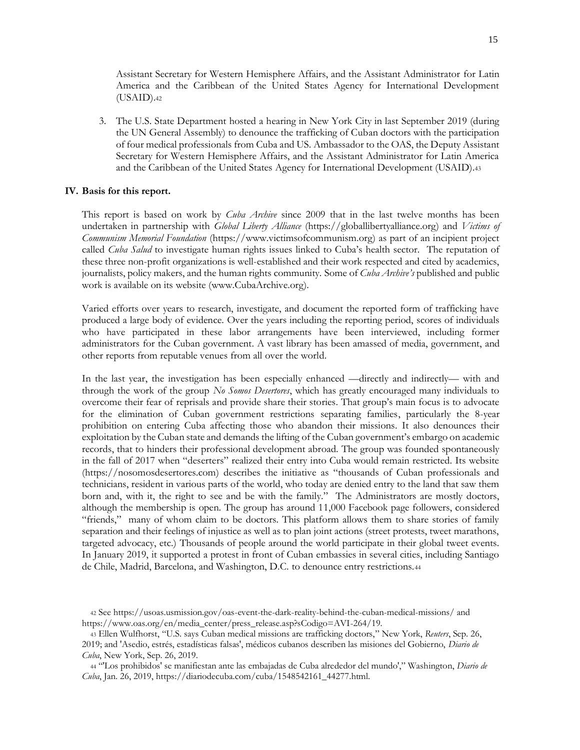Assistant Secretary for Western Hemisphere Affairs, and the Assistant Administrator for Latin America and the Caribbean of the United States Agency for International Development (USAID).[42]

3. The U.S. State Department hosted a hearing in New York City in last September 2019 (during the UN General Assembly) to denounce the trafficking of Cuban doctors with the participation of four medical professionals from Cuba and US. Ambassador to the OAS, the Deputy Assistant Secretary for Western Hemisphere Affairs, and the Assistant Administrator for Latin America and the Caribbean of the United States Agency for International Development (USAID).[43]

## IV. Basis for this report.

This report is based on work by *Cuba Archive* since 2009 that in the last twelve months has been undertaken in partnership with *Global Liberty Alliance* (https://globallibertyalliance.org) and *Victims of Communism Memorial Foundation* (https://www.victimsofcommunism.org) as part of an incipient project called *Cuba Salud* to investigate human rights issues linked to Cuba's health sector. The reputation of these three non-profit organizations is well-established and their work respected and cited by academics, journalists, policy makers, and the human rights community. Some of *Cuba Archive's* published and public work is available on its website (www.CubaArchive.org).

Varied efforts over years to research, investigate, and document the reported form of trafficking have produced a large body of evidence. Over the years including the reporting period, scores of individuals who have participated in these labor arrangements have been interviewed, including former administrators for the Cuban government. A vast library has been amassed of media, government, and other reports from reputable venues from all over the world.

In the last year, the investigation has been especially enhanced —directly and indirectly— with and through the work of the group *No Somos Desertores*, which has greatly encouraged many individuals to overcome their fear of reprisals and provide share their stories. That group's main focus is to advocate for the elimination of Cuban government restrictions separating families, particularly the 8-year prohibition on entering Cuba affecting those who abandon their missions. It also denounces their exploitation by the Cuban state and demands the lifting of the Cuban government's embargo on academic records, that to hinders their professional development abroad. The group was founded spontaneously in the fall of 2017 when "deserters" realized their entry into Cuba would remain restricted. Its website (https://nosomosdesertores.com) describes the initiative as "thousands of Cuban professionals and technicians, resident in various parts of the world, who today are denied entry to the land that saw them born and, with it, the right to see and be with the family." The Administrators are mostly doctors, although the membership is open. The group has around 11,000 Facebook page followers, considered "friends," many of whom claim to be doctors. This platform allows them to share stories of family separation and their feelings of injustice as well as to plan joint actions (street protests, tweet marathons, targeted advocacy, etc.) Thousands of people around the world participate in their global tweet events. In January 2019, it supported a protest in front of Cuban embassies in several cities, including Santiago de Chile, Madrid, Barcelona, and Washington, D.C. to denounce entry restrictions.[44]

---

[42] See https://usoas.usmission.gov/oas-event-the-dark-reality-behind-the-cuban-medical-missions/ and https://www.oas.org/en/media_center/press_release.asp?sCodigo=AVI-264/19.

[43] Ellen Wulfhorst, "U.S. says Cuban medical missions are trafficking doctors," New York, *Reuters*, Sep. 26, 2019; and 'Asedio, estrés, estadísticas falsas', médicos cubanos describen las misiones del Gobierno, *Diario de Cuba*, New York, Sep. 26, 2019.

[44] "'Los prohibidos' se manifiestan ante las embajadas de Cuba alrededor del mundo'," Washington, *Diario de Cuba*, Jan. 26, 2019, https://diariodecuba.com/cuba/1548542161_44277.html.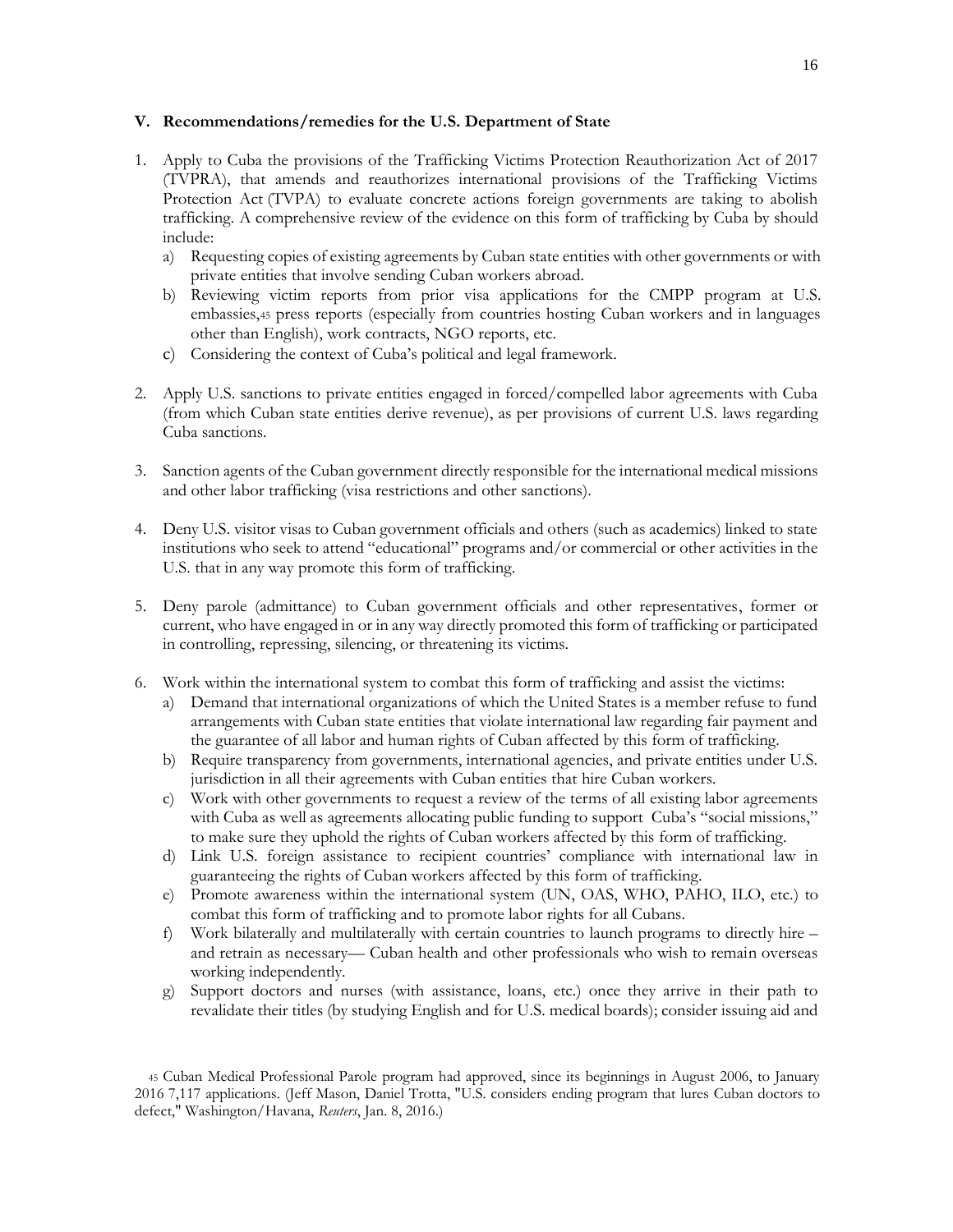### V. Recommendations/remedies for the U.S. Department of State

1. Apply to Cuba the provisions of the Trafficking Victims Protection Reauthorization Act of 2017 (TVPRA), that amends and reauthorizes international provisions of the Trafficking Victims Protection Act (TVPA) to evaluate concrete actions foreign governments are taking to abolish trafficking. A comprehensive review of the evidence on this form of trafficking by Cuba by should include:
   a) Requesting copies of existing agreements by Cuban state entities with other governments or with private entities that involve sending Cuban workers abroad.
   b) Reviewing victim reports from prior visa applications for the CMPP program at U.S. embassies,[45] press reports (especially from countries hosting Cuban workers and in languages other than English), work contracts, NGO reports, etc.
   c) Considering the context of Cuba's political and legal framework.

2. Apply U.S. sanctions to private entities engaged in forced/compelled labor agreements with Cuba (from which Cuban state entities derive revenue), as per provisions of current U.S. laws regarding Cuba sanctions.

3. Sanction agents of the Cuban government directly responsible for the international medical missions and other labor trafficking (visa restrictions and other sanctions).

4. Deny U.S. visitor visas to Cuban government officials and others (such as academics) linked to state institutions who seek to attend "educational" programs and/or commercial or other activities in the U.S. that in any way promote this form of trafficking.

5. Deny parole (admittance) to Cuban government officials and other representatives, former or current, who have engaged in or in any way directly promoted this form of trafficking or participated in controlling, repressing, silencing, or threatening its victims.

6. Work within the international system to combat this form of trafficking and assist the victims:
   a) Demand that international organizations of which the United States is a member refuse to fund arrangements with Cuban state entities that violate international law regarding fair payment and the guarantee of all labor and human rights of Cuban affected by this form of trafficking.
   b) Require transparency from governments, international agencies, and private entities under U.S. jurisdiction in all their agreements with Cuban entities that hire Cuban workers.
   c) Work with other governments to request a review of the terms of all existing labor agreements with Cuba as well as agreements allocating public funding to support Cuba's "social missions," to make sure they uphold the rights of Cuban workers affected by this form of trafficking.
   d) Link U.S. foreign assistance to recipient countries' compliance with international law in guaranteeing the rights of Cuban workers affected by this form of trafficking.
   e) Promote awareness within the international system (UN, OAS, WHO, PAHO, ILO, etc.) to combat this form of trafficking and to promote labor rights for all Cubans.
   f) Work bilaterally and multilaterally with certain countries to launch programs to directly hire – and retrain as necessary— Cuban health and other professionals who wish to remain overseas working independently.
   g) Support doctors and nurses (with assistance, loans, etc.) once they arrive in their path to revalidate their titles (by studying English and for U.S. medical boards); consider issuing aid and

[45] Cuban Medical Professional Parole program had approved, since its beginnings in August 2006, to January 2016 7,117 applications. (Jeff Mason, Daniel Trotta, "U.S. considers ending program that lures Cuban doctors to defect," Washington/Havana, *Reuters*, Jan. 8, 2016.)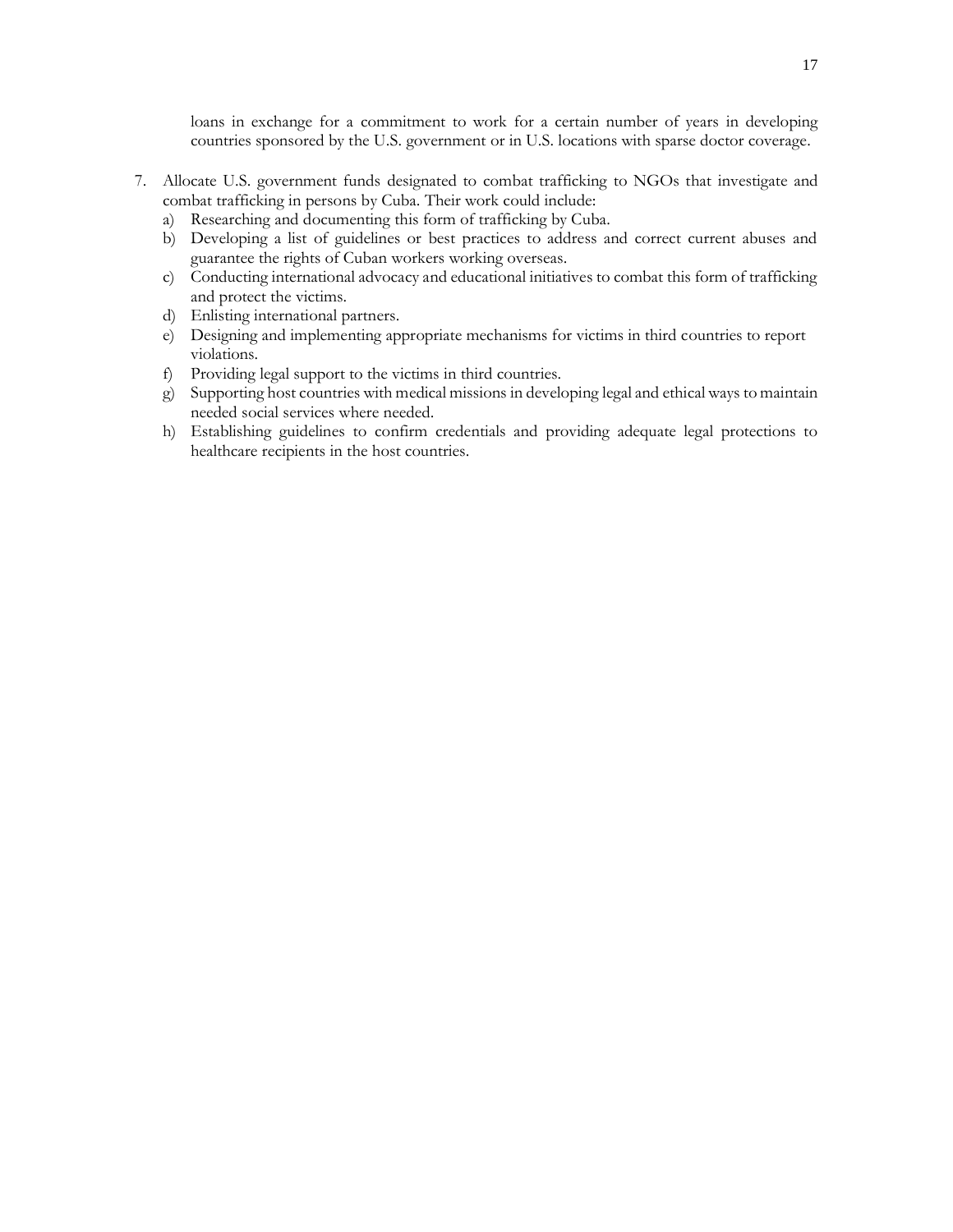loans in exchange for a commitment to work for a certain number of years in developing countries sponsored by the U.S. government or in U.S. locations with sparse doctor coverage.

7. Allocate U.S. government funds designated to combat trafficking to NGOs that investigate and combat trafficking in persons by Cuba. Their work could include:
   a) Researching and documenting this form of trafficking by Cuba.
   b) Developing a list of guidelines or best practices to address and correct current abuses and guarantee the rights of Cuban workers working overseas.
   c) Conducting international advocacy and educational initiatives to combat this form of trafficking and protect the victims.
   d) Enlisting international partners.
   e) Designing and implementing appropriate mechanisms for victims in third countries to report violations.
   f) Providing legal support to the victims in third countries.
   g) Supporting host countries with medical missions in developing legal and ethical ways to maintain needed social services where needed.
   h) Establishing guidelines to confirm credentials and providing adequate legal protections to healthcare recipients in the host countries.